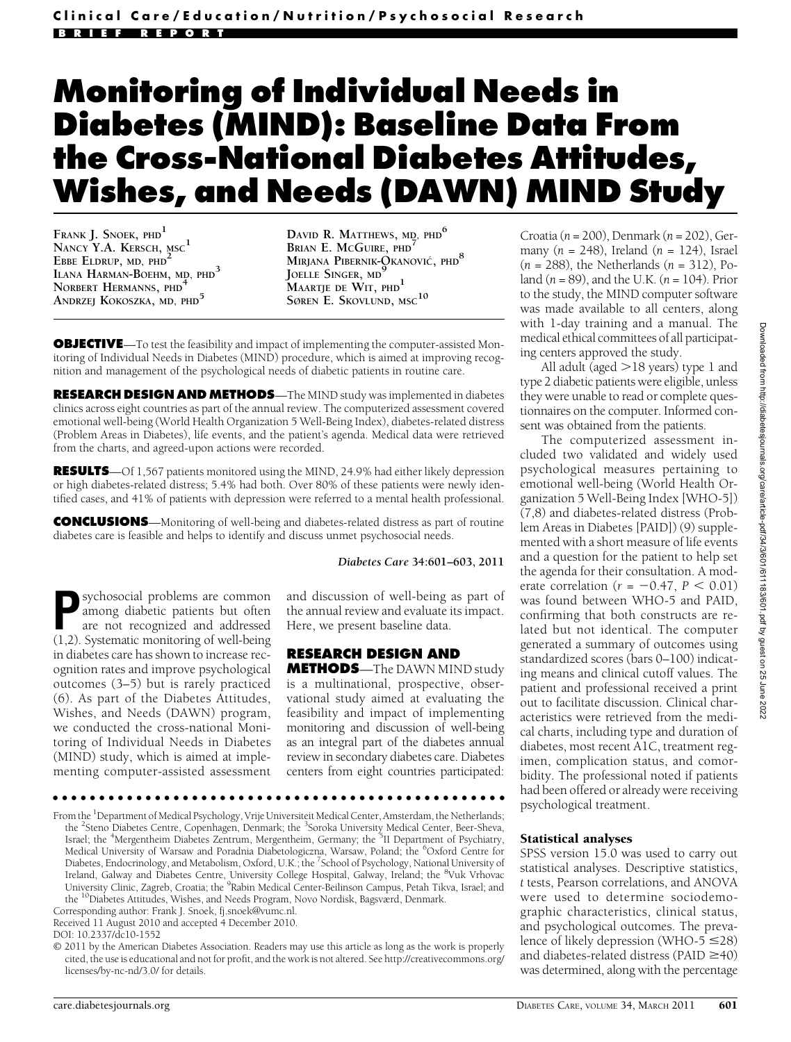Clinical Care/Education/Nutrition/Psychosocial Research

BRIEF REPORT

# Monitoring of Individual Needs in Diabetes (MIND): Baseline Data From the Cross-National Diabetes Attitudes, Wishes, and Needs (DAWN) MIND Study

Frank J. Snoek, PhD[1]
Nancy Y.A. Kersch, MSC[1]
Ebbe Eldrup, MD, PHD[2]
Ilana Harman-Boehm, MD, PHD[3]
Norbert Hermanns, PHD[4]
Andrzej Kokoszka, MD, PHD[5]
David R. Matthews, MD, PHD[6]
Brian E. McGuire, PHD[7]
Mirjana Pibernik-Okanović, PHD[8]
Joelle Singer, MD[9]
Maartje de Wit, PHD[1]
Søren E. Skovlund, MSC[10]

**OBJECTIVE**—To test the feasibility and impact of implementing the computer-assisted Monitoring of Individual Needs in Diabetes (MIND) procedure, which is aimed at improving recognition and management of the psychological needs of diabetic patients in routine care.

**RESEARCH DESIGN AND METHODS**—The MIND study was implemented in diabetes clinics across eight countries as part of the annual review. The computerized assessment covered emotional well-being (World Health Organization 5 Well-Being Index), diabetes-related distress (Problem Areas in Diabetes), life events, and the patient's agenda. Medical data were retrieved from the charts, and agreed-upon actions were recorded.

**RESULTS**—Of 1,567 patients monitored using the MIND, 24.9% had either likely depression or high diabetes-related distress; 5.4% had both. Over 80% of these patients were newly identified cases, and 41% of patients with depression were referred to a mental health professional.

**CONCLUSIONS**—Monitoring of well-being and diabetes-related distress as part of routine diabetes care is feasible and helps to identify and discuss unmet psychosocial needs.

*Diabetes Care* 34:601–603, 2011

Psychosocial problems are common among diabetic patients but often are not recognized and addressed (1,2). Systematic monitoring of well-being in diabetes care has shown to increase recognition rates and improve psychological outcomes (3–5) but is rarely practiced (6). As part of the Diabetes Attitudes, Wishes, and Needs (DAWN) program, we conducted the cross-national Monitoring of Individual Needs in Diabetes (MIND) study, which is aimed at implementing computer-assisted assessment and discussion of well-being as part of the annual review and evaluate its impact. Here, we present baseline data.

## RESEARCH DESIGN AND METHODS

The DAWN MIND study is a multinational, prospective, observational study aimed at evaluating the feasibility and impact of implementing monitoring and discussion of well-being as an integral part of the diabetes annual review in secondary diabetes care. Diabetes centers from eight countries participated: Croatia ($n$ = 200), Denmark ($n$ = 202), Germany ($n$ = 248), Ireland ($n$ = 124), Israel ($n$ = 288), the Netherlands ($n$ = 312), Poland ($n$ = 89), and the U.K. ($n$ = 104). Prior to the study, the MIND computer software was made available to all centers, along with 1-day training and a manual. The medical ethical committees of all participating centers approved the study.

All adult (aged >18 years) type 1 and type 2 diabetic patients were eligible, unless they were unable to read or complete questionnaires on the computer. Informed consent was obtained from the patients.

The computerized assessment included two validated and widely used psychological measures pertaining to emotional well-being (World Health Organization 5 Well-Being Index [WHO-5]) (7,8) and diabetes-related distress (Problem Areas in Diabetes [PAID]) (9) supplemented with a short measure of life events and a question for the patient to help set the agenda for their consultation. A moderate correlation ($r = -0.47$, $P < 0.01$) was found between WHO-5 and PAID, confirming that both constructs are related but not identical. The computer generated a summary of outcomes using standardized scores (bars 0–100) indicating means and clinical cutoff values. The patient and professional received a print out to facilitate discussion. Clinical characteristics were retrieved from the medical charts, including type and duration of diabetes, most recent A1C, treatment regimen, complication status, and comorbidity. The professional noted if patients had been offered or already were receiving psychological treatment.

### Statistical analyses

SPSS version 15.0 was used to carry out statistical analyses. Descriptive statistics, $t$ tests, Pearson correlations, and ANOVA were used to determine sociodemographic characteristics, clinical status, and psychological outcomes. The prevalence of likely depression (WHO-5 ≤28) and diabetes-related distress (PAID ≥40) was determined, along with the percentage

From the [1]Department of Medical Psychology, Vrije Universiteit Medical Center, Amsterdam, the Netherlands; the [2]Steno Diabetes Centre, Copenhagen, Denmark; the [3]Soroka University Medical Center, Beer-Sheva, Israel; the [4]Mergentheim Diabetes Zentrum, Mergentheim, Germany; the [5]II Department of Psychiatry, Medical University of Warsaw and Poradnia Diabetologiczna, Warsaw, Poland; the [6]Oxford Centre for Diabetes, Endocrinology, and Metabolism, Oxford, U.K.; the [7]School of Psychology, National University of Ireland, Galway and Diabetes Centre, University College Hospital, Galway, Ireland; the [8]Vuk Vrhovac University Clinic, Zagreb, Croatia; the [9]Rabin Medical Center-Beilinson Campus, Petah Tikva, Israel; and the [10]Diabetes Attitudes, Wishes, and Needs Program, Novo Nordisk, Bagsværd, Denmark.

Corresponding author: Frank J. Snoek, fj.snoek@vumc.nl.

Received 11 August 2010 and accepted 4 December 2010.

DOI: 10.2337/dc10-1552

© 2011 by the American Diabetes Association. Readers may use this article as long as the work is properly cited, the use is educational and not for profit, and the work is not altered. See http://creativecommons.org/licenses/by-nc-nd/3.0/ for details.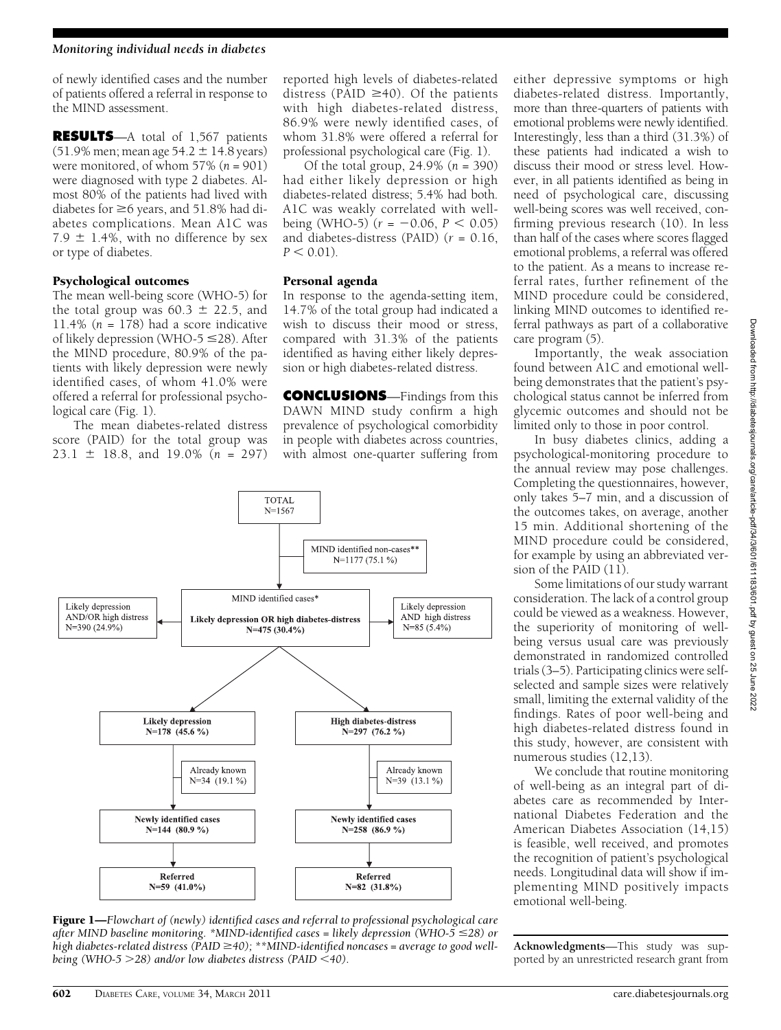of newly identified cases and the number of patients offered a referral in response to the MIND assessment.

## RESULTS

A total of 1,567 patients (51.9% men; mean age 54.2 ± 14.8 years) were monitored, of whom 57% ($n$ = 901) were diagnosed with type 2 diabetes. Almost 80% of the patients had lived with diabetes for ≥6 years, and 51.8% had diabetes complications. Mean A1C was 7.9 ± 1.4%, with no difference by sex or type of diabetes.

### Psychological outcomes

The mean well-being score (WHO-5) for the total group was 60.3 ± 22.5, and 11.4% ($n$ = 178) had a score indicative of likely depression (WHO-5 ≤28). After the MIND procedure, 80.9% of the patients with likely depression were newly identified cases, of whom 41.0% were offered a referral for professional psychological care (Fig. 1).

The mean diabetes-related distress score (PAID) for the total group was 23.1 ± 18.8, and 19.0% ($n$ = 297) reported high levels of diabetes-related distress (PAID ≥40). Of the patients with high diabetes-related distress, 86.9% were newly identified cases, of whom 31.8% were offered a referral for professional psychological care (Fig. 1).

Of the total group, 24.9% ($n$ = 390) had either likely depression or high diabetes-related distress; 5.4% had both. A1C was weakly correlated with well-being (WHO-5) ($r$ = −0.06, $P$ < 0.05) and diabetes-distress (PAID) ($r$ = 0.16, $P$ < 0.01).

### Personal agenda

In response to the agenda-setting item, 14.7% of the total group had indicated a wish to discuss their mood or stress, compared with 31.3% of the patients identified as having either likely depression or high diabetes-related distress.

## CONCLUSIONS

Findings from this DAWN MIND study confirm a high prevalence of psychological comorbidity in people with diabetes across countries, with almost one-quarter suffering from either depressive symptoms or high diabetes-related distress. Importantly, more than three-quarters of patients with emotional problems were newly identified. Interestingly, less than a third (31.3%) of these patients had indicated a wish to discuss their mood or stress level. However, in all patients identified as being in need of psychological care, discussing well-being scores was well received, confirming previous research (10). In less than half of the cases where scores flagged emotional problems, a referral was offered to the patient. As a means to increase referral rates, further refinement of the MIND procedure could be considered, linking MIND outcomes to identified referral pathways as part of a collaborative care program (5).

Importantly, the weak association found between A1C and emotional well-being demonstrates that the patient's psychological status cannot be inferred from glycemic outcomes and should not be limited only to those in poor control.

In busy diabetes clinics, adding a psychological-monitoring procedure to the annual review may pose challenges. Completing the questionnaires, however, only takes 5–7 min, and a discussion of the outcomes takes, on average, another 15 min. Additional shortening of the MIND procedure could be considered, for example by using an abbreviated version of the PAID (11).

Some limitations of our study warrant consideration. The lack of a control group could be viewed as a weakness. However, the superiority of monitoring of well-being versus usual care was previously demonstrated in randomized controlled trials (3–5). Participating clinics were self-selected and sample sizes were relatively small, limiting the external validity of the findings. Rates of poor well-being and high diabetes-related distress found in this study, however, are consistent with numerous studies (12,13).

We conclude that routine monitoring of well-being as an integral part of diabetes care as recommended by International Diabetes Federation and the American Diabetes Association (14,15) is feasible, well received, and promotes the recognition of patient's psychological needs. Longitudinal data will show if implementing MIND positively impacts emotional well-being.

TOTAL N=1567

MIND identified non-cases** N=1177 (75.1 %)

MIND identified cases* Likely depression OR high diabetes-distress N=475 (30.4%)

Likely depression AND/OR high distress N=390 (24.9%)

Likely depression AND high distress N=85 (5.4%)

Likely depression N=178 (45.6 %) → Already known N=34 (19.1 %) → Newly identified cases N=144 (80.9 %) → Referred N=59 (41.0%)

High diabetes-distress N=297 (76.2 %) → Already known N=39 (13.1 %) → Newly identified cases N=258 (86.9 %) → Referred N=82 (31.8%)

**Figure 1**—*Flowchart of (newly) identified cases and referral to professional psychological care after MIND baseline monitoring. *MIND-identified cases = likely depression (WHO-5 ≤28) or high diabetes-related distress (PAID ≥40); **MIND-identified noncases = average to good well-being (WHO-5 >28) and/or low diabetes distress (PAID <40).*

**Acknowledgments**—This study was supported by an unrestricted research grant from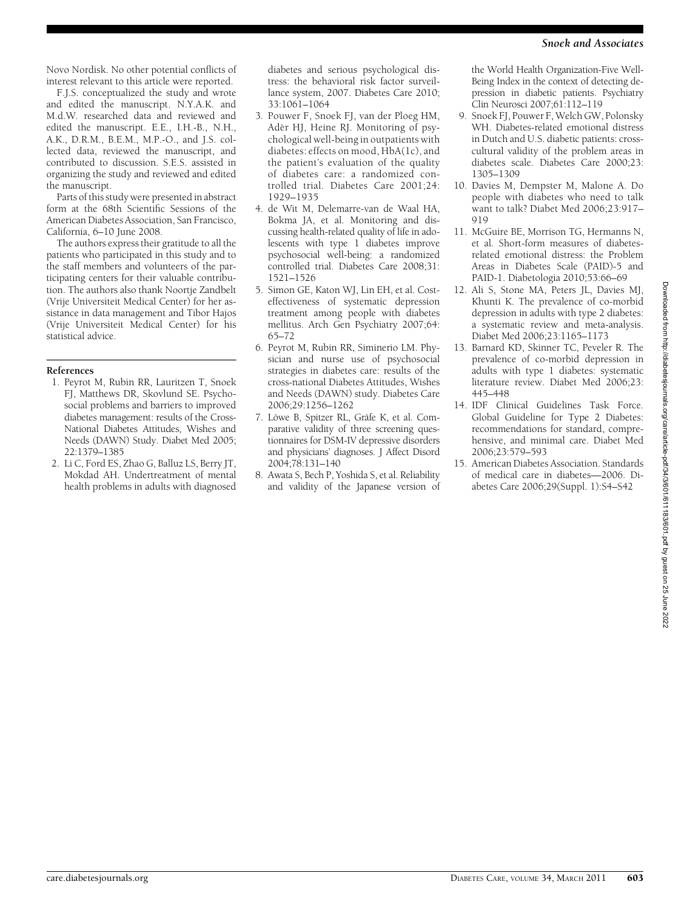Novo Nordisk. No other potential conflicts of interest relevant to this article were reported.

F.J.S. conceptualized the study and wrote and edited the manuscript. N.Y.A.K. and M.d.W. researched data and reviewed and edited the manuscript. E.E., I.H.-B., N.H., A.K., D.R.M., B.E.M., M.P.-O., and J.S. collected data, reviewed the manuscript, and contributed to discussion. S.E.S. assisted in organizing the study and reviewed and edited the manuscript.

Parts of this study were presented in abstract form at the 68th Scientific Sessions of the American Diabetes Association, San Francisco, California, 6–10 June 2008.

The authors express their gratitude to all the patients who participated in this study and to the staff members and volunteers of the participating centers for their valuable contribution. The authors also thank Noortje Zandbelt (Vrije Universiteit Medical Center) for her assistance in data management and Tibor Hajos (Vrije Universiteit Medical Center) for his statistical advice.

## References

1. Peyrot M, Rubin RR, Lauritzen T, Snoek FJ, Matthews DR, Skovlund SE. Psychosocial problems and barriers to improved diabetes management: results of the Cross-National Diabetes Attitudes, Wishes and Needs (DAWN) Study. Diabet Med 2005; 22:1379–1385
2. Li C, Ford ES, Zhao G, Balluz LS, Berry JT, Mokdad AH. Undertreatment of mental health problems in adults with diagnosed diabetes and serious psychological distress: the behavioral risk factor surveillance system, 2007. Diabetes Care 2010; 33:1061–1064
3. Pouwer F, Snoek FJ, van der Ploeg HM, Adèr HJ, Heine RJ. Monitoring of psychological well-being in outpatients with diabetes: effects on mood, HbA(1c), and the patient's evaluation of the quality of diabetes care: a randomized controlled trial. Diabetes Care 2001;24: 1929–1935
4. de Wit M, Delemarre-van de Waal HA, Bokma JA, et al. Monitoring and discussing health-related quality of life in adolescents with type 1 diabetes improve psychosocial well-being: a randomized controlled trial. Diabetes Care 2008;31: 1521–1526
5. Simon GE, Katon WJ, Lin EH, et al. Cost-effectiveness of systematic depression treatment among people with diabetes mellitus. Arch Gen Psychiatry 2007;64: 65–72
6. Peyrot M, Rubin RR, Siminerio LM. Physician and nurse use of psychosocial strategies in diabetes care: results of the cross-national Diabetes Attitudes, Wishes and Needs (DAWN) study. Diabetes Care 2006;29:1256–1262
7. Löwe B, Spitzer RL, Gräfe K, et al. Comparative validity of three screening questionnaires for DSM-IV depressive disorders and physicians' diagnoses. J Affect Disord 2004;78:131–140
8. Awata S, Bech P, Yoshida S, et al. Reliability and validity of the Japanese version of the World Health Organization-Five Well-Being Index in the context of detecting depression in diabetic patients. Psychiatry Clin Neurosci 2007;61:112–119
9. Snoek FJ, Pouwer F, Welch GW, Polonsky WH. Diabetes-related emotional distress in Dutch and U.S. diabetic patients: cross-cultural validity of the problem areas in diabetes scale. Diabetes Care 2000;23: 1305–1309
10. Davies M, Dempster M, Malone A. Do people with diabetes who need to talk want to talk? Diabet Med 2006;23:917–919
11. McGuire BE, Morrison TG, Hermanns N, et al. Short-form measures of diabetes-related emotional distress: the Problem Areas in Diabetes Scale (PAID)-5 and PAID-1. Diabetologia 2010;53:66–69
12. Ali S, Stone MA, Peters JL, Davies MJ, Khunti K. The prevalence of co-morbid depression in adults with type 2 diabetes: a systematic review and meta-analysis. Diabet Med 2006;23:1165–1173
13. Barnard KD, Skinner TC, Peveler R. The prevalence of co-morbid depression in adults with type 1 diabetes: systematic literature review. Diabet Med 2006;23: 445–448
14. IDF Clinical Guidelines Task Force. Global Guideline for Type 2 Diabetes: recommendations for standard, comprehensive, and minimal care. Diabet Med 2006;23:579–593
15. American Diabetes Association. Standards of medical care in diabetes—2006. Diabetes Care 2006;29(Suppl. 1):S4–S42